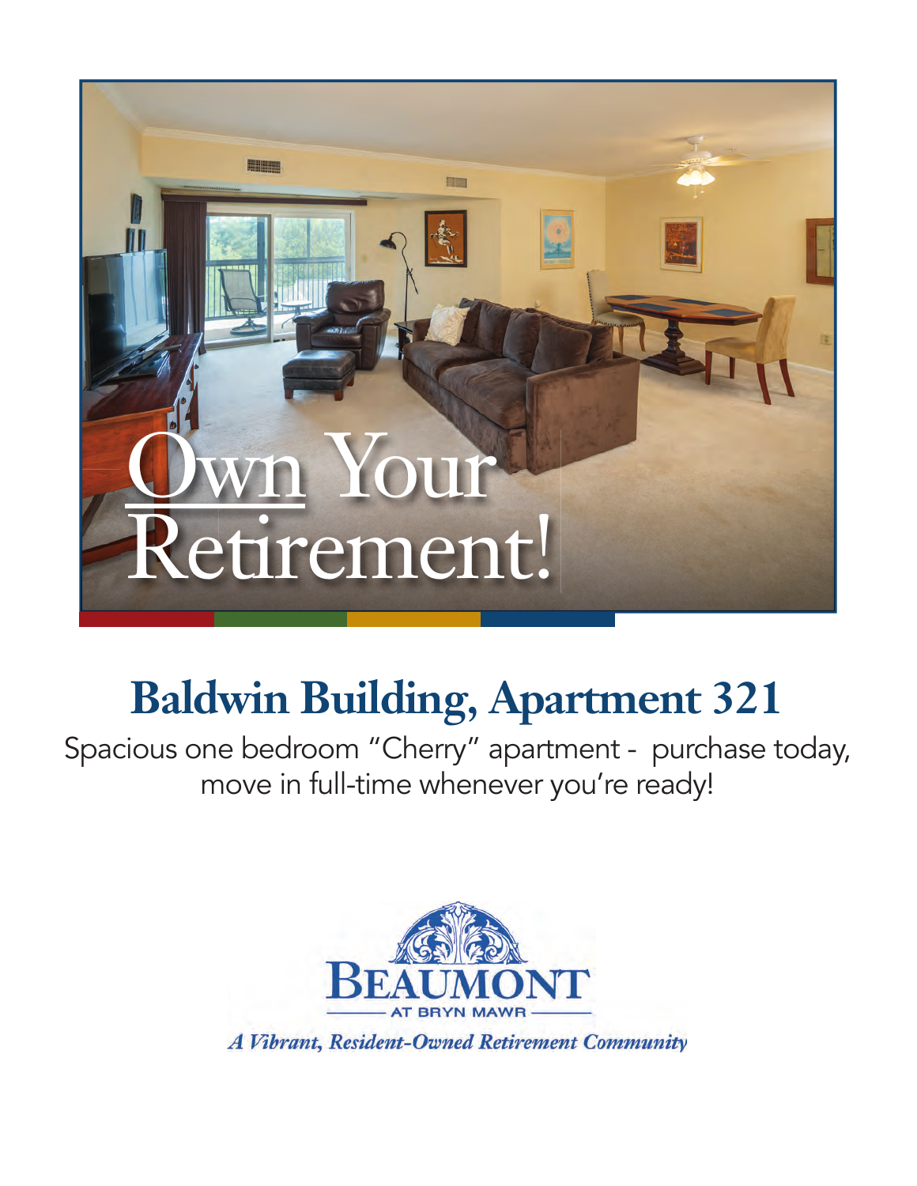# Own Your Retirement!

## Baldwin Building, Apartment 321

Spacious one bedroom "Cherry" apartment - purchase today, move in full-time whenever you're ready!

BEAUMONT
AT BRYN MAWR

*A Vibrant, Resident-Owned Retirement Community*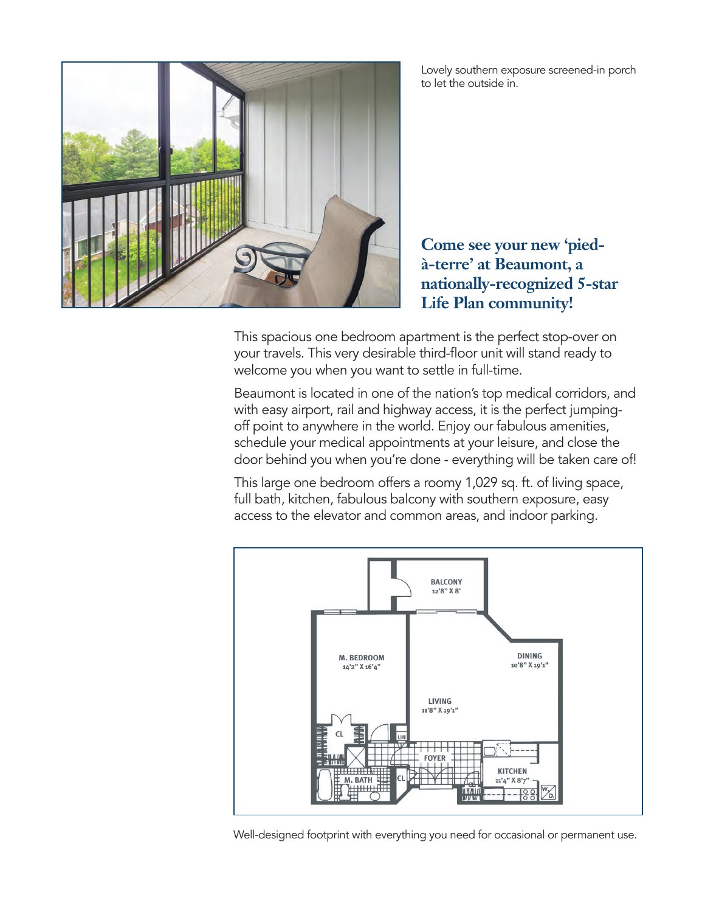Lovely southern exposure screened-in porch to let the outside in.

## Come see your new 'pied-à-terre' at Beaumont, a nationally-recognized 5-star Life Plan community!

This spacious one bedroom apartment is the perfect stop-over on your travels. This very desirable third-floor unit will stand ready to welcome you when you want to settle in full-time.

Beaumont is located in one of the nation's top medical corridors, and with easy airport, rail and highway access, it is the perfect jumping-off point to anywhere in the world. Enjoy our fabulous amenities, schedule your medical appointments at your leisure, and close the door behind you when you're done - everything will be taken care of!

This large one bedroom offers a roomy 1,029 sq. ft. of living space, full bath, kitchen, fabulous balcony with southern exposure, easy access to the elevator and common areas, and indoor parking.

BALCONY 12'8" X 8'

M. BEDROOM 14'2" X 16'4"

DINING 10'8" X 19'1"

LIVING 11'8" X 19'1"

CL

LIN

FOYER

M. BATH

CL

KITCHEN 11'4" X 8'7"

W D

Well-designed footprint with everything you need for occasional or permanent use.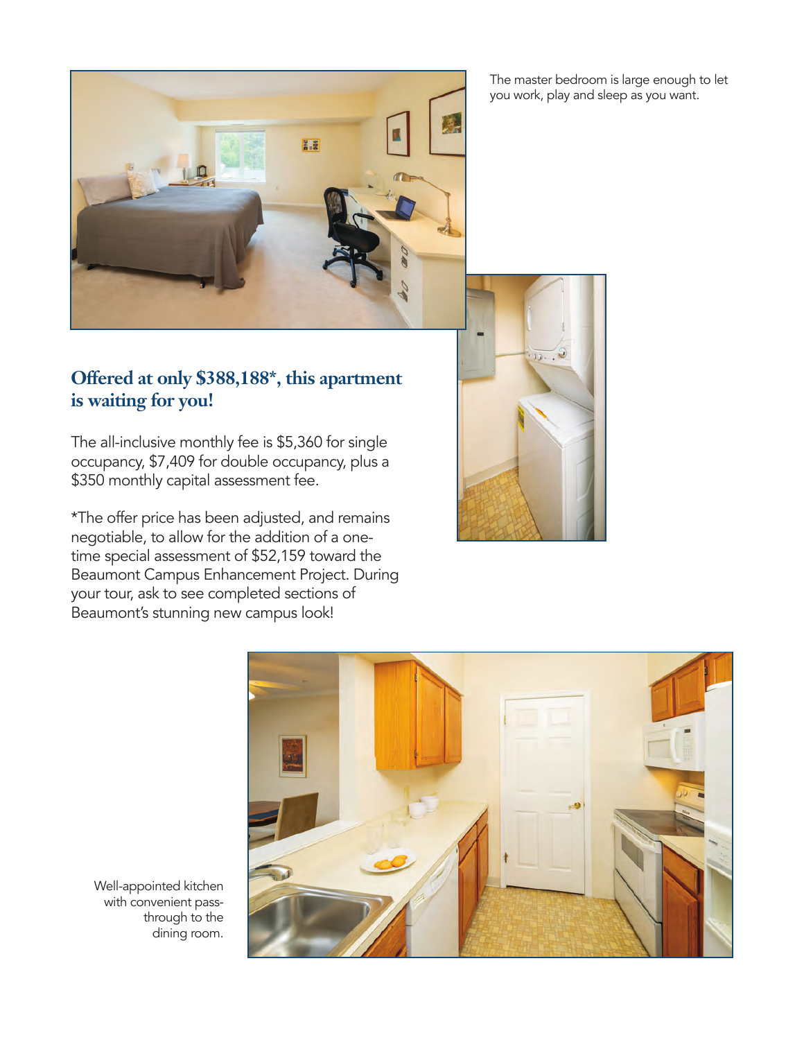The master bedroom is large enough to let you work, play and sleep as you want.

## Offered at only $388,188*, this apartment is waiting for you!

The all-inclusive monthly fee is $5,360 for single occupancy, $7,409 for double occupancy, plus a $350 monthly capital assessment fee.

*The offer price has been adjusted, and remains negotiable, to allow for the addition of a one-time special assessment of $52,159 toward the Beaumont Campus Enhancement Project. During your tour, ask to see completed sections of Beaumont's stunning new campus look!

Well-appointed kitchen with convenient pass-through to the dining room.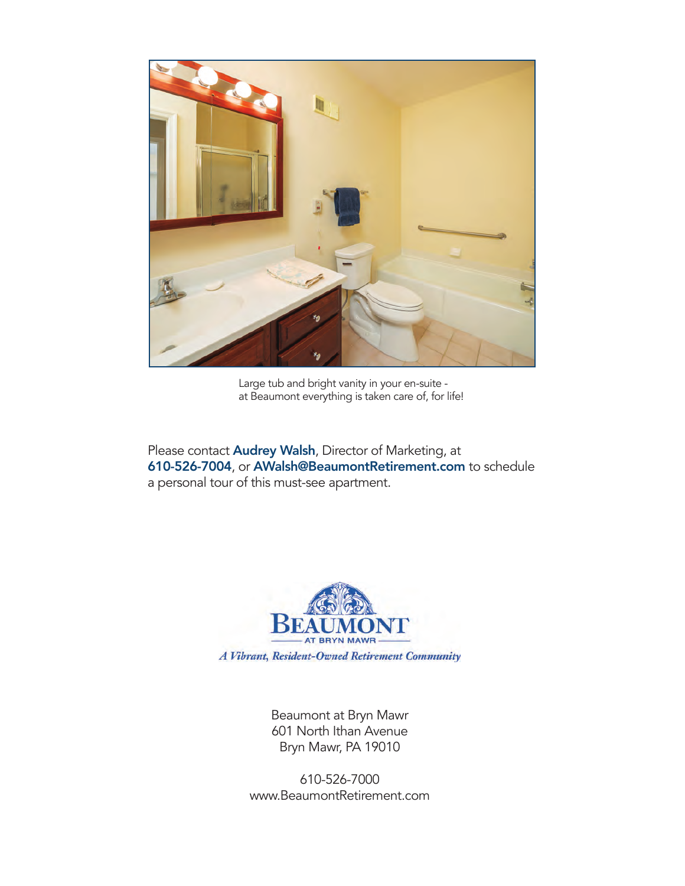Large tub and bright vanity in your en-suite - at Beaumont everything is taken care of, for life!

Please contact **Audrey Walsh**, Director of Marketing, at **610-526-7004**, or **AWalsh@BeaumontRetirement.com** to schedule a personal tour of this must-see apartment.

BEAUMONT
AT BRYN MAWR

*A Vibrant, Resident-Owned Retirement Community*

Beaumont at Bryn Mawr
601 North Ithan Avenue
Bryn Mawr, PA 19010

610-526-7000
www.BeaumontRetirement.com